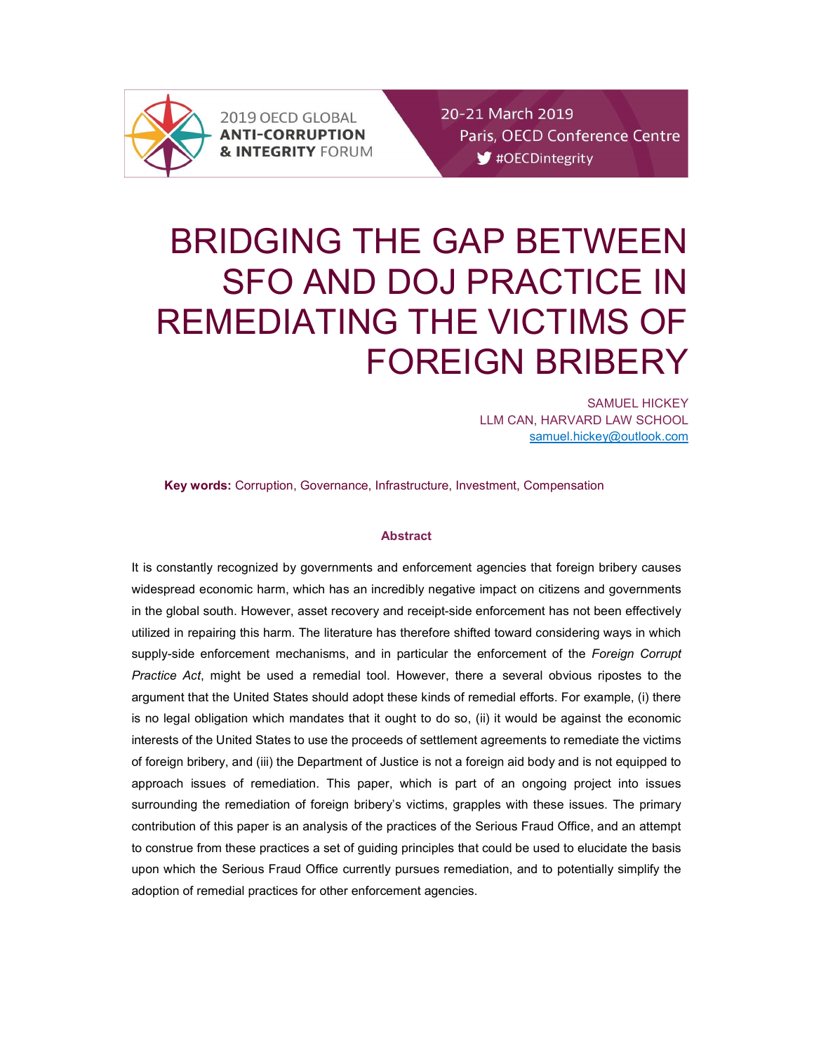2019 OECD GLOBAL **ANTI-CORRUPTION & INTEGRITY** FORUM

20-21 March 2019
Paris, OECD Conference Centre
#OECDintegrity

# BRIDGING THE GAP BETWEEN SFO AND DOJ PRACTICE IN REMEDIATING THE VICTIMS OF FOREIGN BRIBERY

SAMUEL HICKEY
LLM CAN, HARVARD LAW SCHOOL
samuel.hickey@outlook.com

**Key words:** Corruption, Governance, Infrastructure, Investment, Compensation

### Abstract

It is constantly recognized by governments and enforcement agencies that foreign bribery causes widespread economic harm, which has an incredibly negative impact on citizens and governments in the global south. However, asset recovery and receipt-side enforcement has not been effectively utilized in repairing this harm. The literature has therefore shifted toward considering ways in which supply-side enforcement mechanisms, and in particular the enforcement of the *Foreign Corrupt Practice Act*, might be used a remedial tool. However, there a several obvious ripostes to the argument that the United States should adopt these kinds of remedial efforts. For example, (i) there is no legal obligation which mandates that it ought to do so, (ii) it would be against the economic interests of the United States to use the proceeds of settlement agreements to remediate the victims of foreign bribery, and (iii) the Department of Justice is not a foreign aid body and is not equipped to approach issues of remediation. This paper, which is part of an ongoing project into issues surrounding the remediation of foreign bribery's victims, grapples with these issues. The primary contribution of this paper is an analysis of the practices of the Serious Fraud Office, and an attempt to construe from these practices a set of guiding principles that could be used to elucidate the basis upon which the Serious Fraud Office currently pursues remediation, and to potentially simplify the adoption of remedial practices for other enforcement agencies.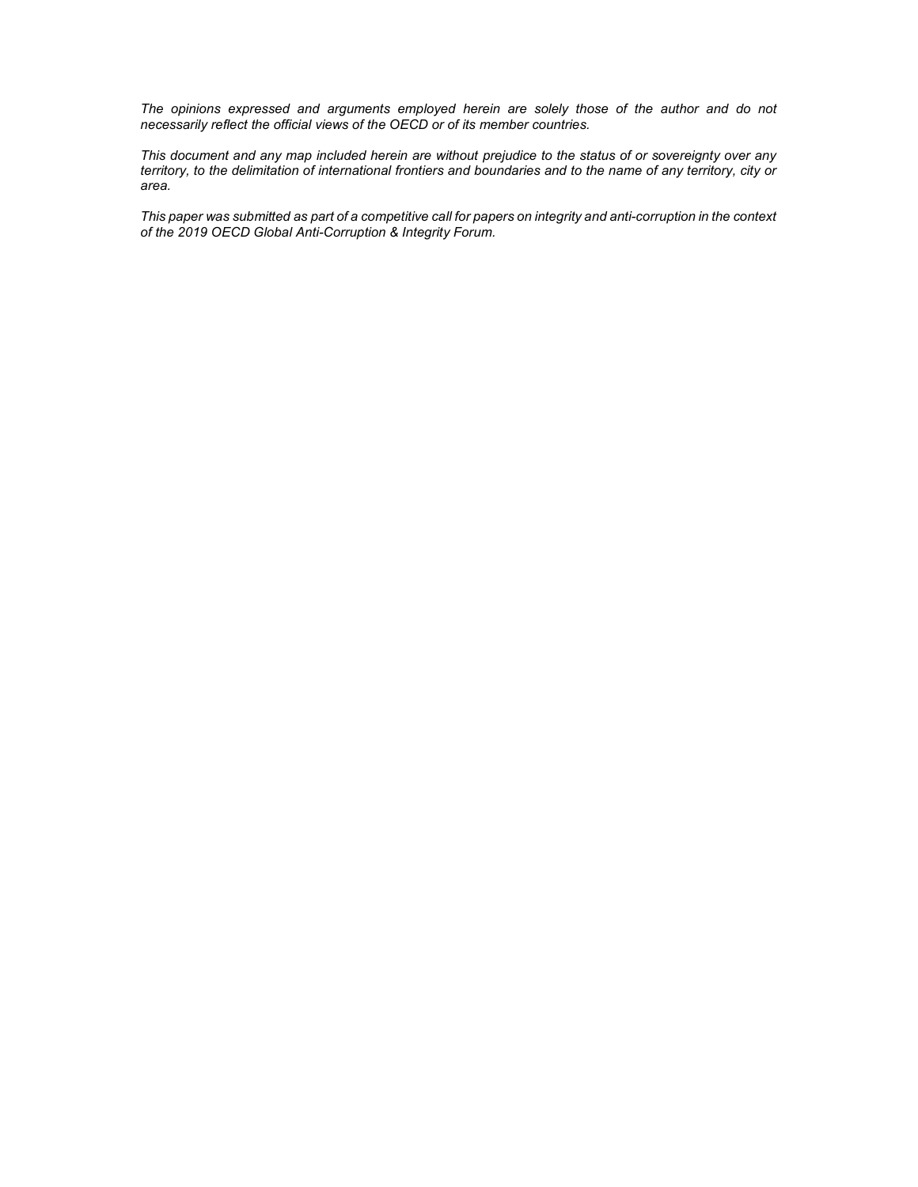*The opinions expressed and arguments employed herein are solely those of the author and do not necessarily reflect the official views of the OECD or of its member countries.*

*This document and any map included herein are without prejudice to the status of or sovereignty over any territory, to the delimitation of international frontiers and boundaries and to the name of any territory, city or area.*

*This paper was submitted as part of a competitive call for papers on integrity and anti-corruption in the context of the 2019 OECD Global Anti-Corruption & Integrity Forum.*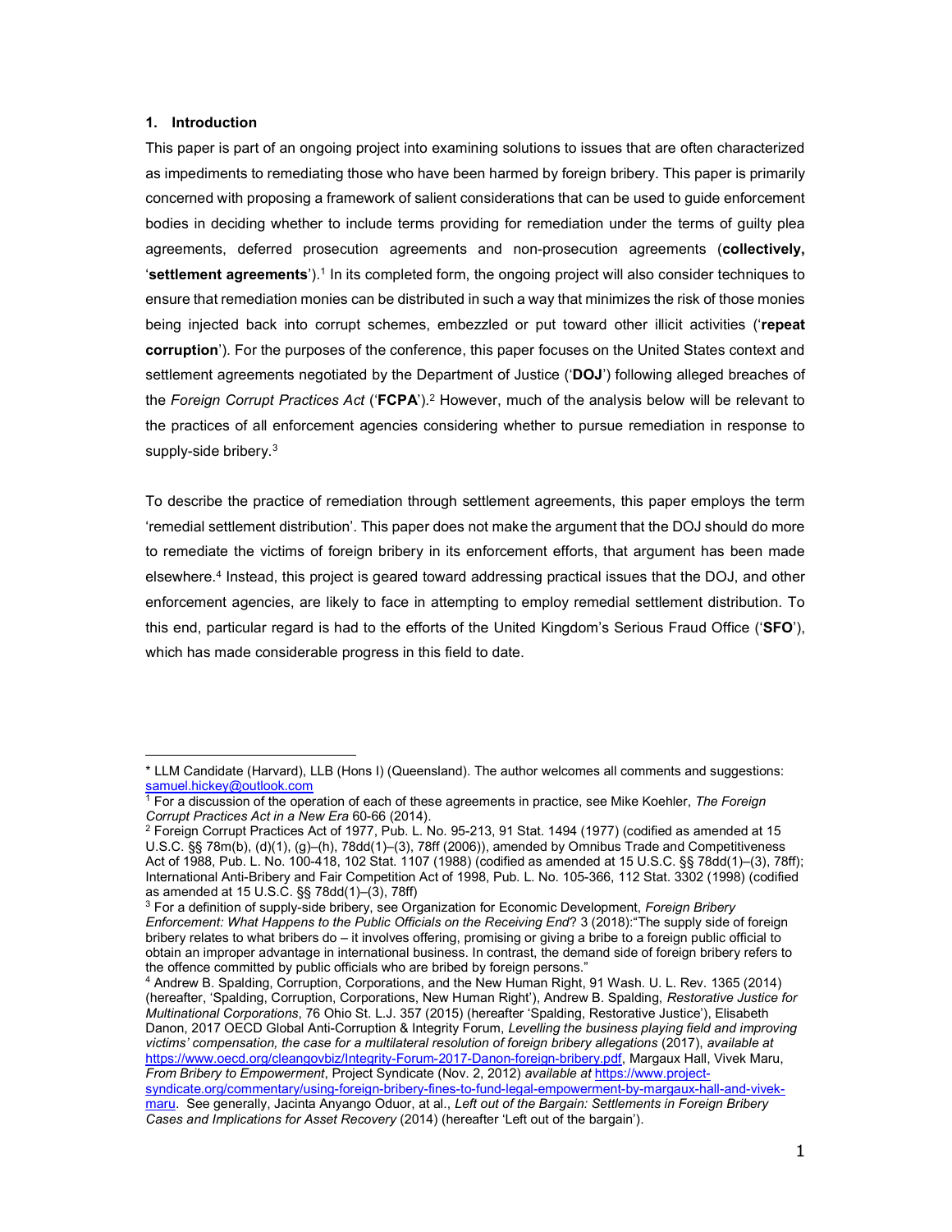### 1. Introduction

This paper is part of an ongoing project into examining solutions to issues that are often characterized as impediments to remediating those who have been harmed by foreign bribery. This paper is primarily concerned with proposing a framework of salient considerations that can be used to guide enforcement bodies in deciding whether to include terms providing for remediation under the terms of guilty plea agreements, deferred prosecution agreements and non-prosecution agreements (**collectively,** '**settlement agreements**').[1] In its completed form, the ongoing project will also consider techniques to ensure that remediation monies can be distributed in such a way that minimizes the risk of those monies being injected back into corrupt schemes, embezzled or put toward other illicit activities ('**repeat corruption**'). For the purposes of the conference, this paper focuses on the United States context and settlement agreements negotiated by the Department of Justice ('**DOJ**') following alleged breaches of the *Foreign Corrupt Practices Act* ('**FCPA**').[2] However, much of the analysis below will be relevant to the practices of all enforcement agencies considering whether to pursue remediation in response to supply-side bribery.[3]

To describe the practice of remediation through settlement agreements, this paper employs the term 'remedial settlement distribution'. This paper does not make the argument that the DOJ should do more to remediate the victims of foreign bribery in its enforcement efforts, that argument has been made elsewhere.[4] Instead, this project is geared toward addressing practical issues that the DOJ, and other enforcement agencies, are likely to face in attempting to employ remedial settlement distribution. To this end, particular regard is had to the efforts of the United Kingdom's Serious Fraud Office ('**SFO**'), which has made considerable progress in this field to date.

---

\* LLM Candidate (Harvard), LLB (Hons I) (Queensland). The author welcomes all comments and suggestions: samuel.hickey@outlook.com

[1] For a discussion of the operation of each of these agreements in practice, see Mike Koehler, *The Foreign Corrupt Practices Act in a New Era* 60-66 (2014).

[2] Foreign Corrupt Practices Act of 1977, Pub. L. No. 95-213, 91 Stat. 1494 (1977) (codified as amended at 15 U.S.C. §§ 78m(b), (d)(1), (g)–(h), 78dd(1)–(3), 78ff (2006)), amended by Omnibus Trade and Competitiveness Act of 1988, Pub. L. No. 100-418, 102 Stat. 1107 (1988) (codified as amended at 15 U.S.C. §§ 78dd(1)–(3), 78ff); International Anti-Bribery and Fair Competition Act of 1998, Pub. L. No. 105-366, 112 Stat. 3302 (1998) (codified as amended at 15 U.S.C. §§ 78dd(1)–(3), 78ff)

[3] For a definition of supply-side bribery, see Organization for Economic Development, *Foreign Bribery Enforcement: What Happens to the Public Officials on the Receiving End*? 3 (2018):"The supply side of foreign bribery relates to what bribers do – it involves offering, promising or giving a bribe to a foreign public official to obtain an improper advantage in international business. In contrast, the demand side of foreign bribery refers to the offence committed by public officials who are bribed by foreign persons."

[4] Andrew B. Spalding, Corruption, Corporations, and the New Human Right, 91 Wash. U. L. Rev. 1365 (2014) (hereafter, 'Spalding, Corruption, Corporations, New Human Right'), Andrew B. Spalding, *Restorative Justice for Multinational Corporations*, 76 Ohio St. L.J. 357 (2015) (hereafter 'Spalding, Restorative Justice'), Elisabeth Danon, 2017 OECD Global Anti-Corruption & Integrity Forum, *Levelling the business playing field and improving victims' compensation, the case for a multilateral resolution of foreign bribery allegations* (2017), *available at* https://www.oecd.org/cleangovbiz/Integrity-Forum-2017-Danon-foreign-bribery.pdf, Margaux Hall, Vivek Maru, *From Bribery to Empowerment*, Project Syndicate (Nov. 2, 2012) *available at* https://www.project-syndicate.org/commentary/using-foreign-bribery-fines-to-fund-legal-empowerment-by-margaux-hall-and-vivek-maru. See generally, Jacinta Anyango Oduor, at al., *Left out of the Bargain: Settlements in Foreign Bribery Cases and Implications for Asset Recovery* (2014) (hereafter 'Left out of the bargain').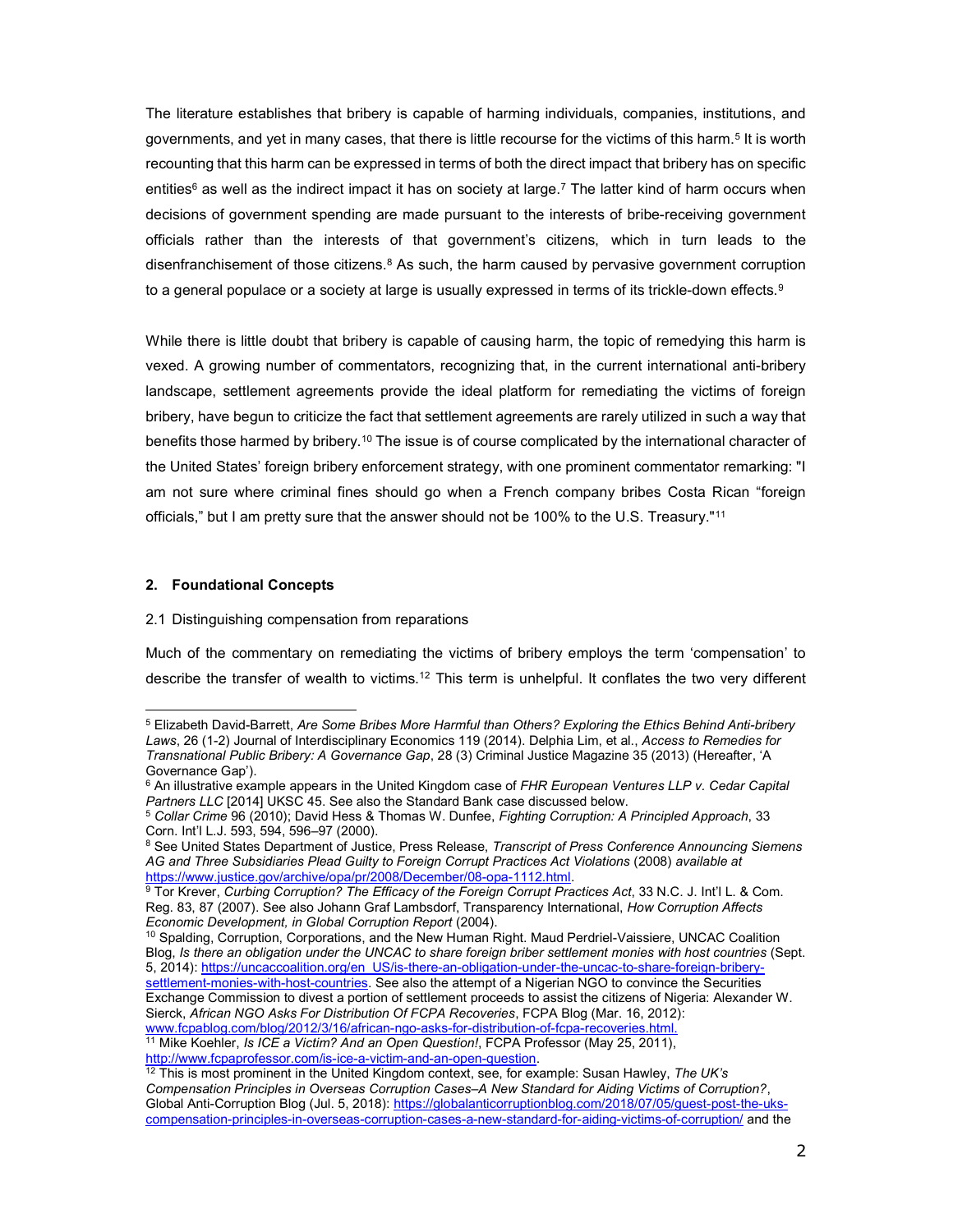The literature establishes that bribery is capable of harming individuals, companies, institutions, and governments, and yet in many cases, that there is little recourse for the victims of this harm.[5] It is worth recounting that this harm can be expressed in terms of both the direct impact that bribery has on specific entities[6] as well as the indirect impact it has on society at large.[7] The latter kind of harm occurs when decisions of government spending are made pursuant to the interests of bribe-receiving government officials rather than the interests of that government's citizens, which in turn leads to the disenfranchisement of those citizens.[8] As such, the harm caused by pervasive government corruption to a general populace or a society at large is usually expressed in terms of its trickle-down effects.[9]

While there is little doubt that bribery is capable of causing harm, the topic of remedying this harm is vexed. A growing number of commentators, recognizing that, in the current international anti-bribery landscape, settlement agreements provide the ideal platform for remediating the victims of foreign bribery, have begun to criticize the fact that settlement agreements are rarely utilized in such a way that benefits those harmed by bribery.[10] The issue is of course complicated by the international character of the United States' foreign bribery enforcement strategy, with one prominent commentator remarking: "I am not sure where criminal fines should go when a French company bribes Costa Rican "foreign officials," but I am pretty sure that the answer should not be 100% to the U.S. Treasury."[11]

## 2. Foundational Concepts

### 2.1 Distinguishing compensation from reparations

Much of the commentary on remediating the victims of bribery employs the term 'compensation' to describe the transfer of wealth to victims.[12] This term is unhelpful. It conflates the two very different

---

[5] Elizabeth David-Barrett, *Are Some Bribes More Harmful than Others? Exploring the Ethics Behind Anti-bribery Laws*, 26 (1-2) Journal of Interdisciplinary Economics 119 (2014). Delphia Lim, et al., *Access to Remedies for Transnational Public Bribery: A Governance Gap*, 28 (3) Criminal Justice Magazine 35 (2013) (Hereafter, 'A Governance Gap').

[6] An illustrative example appears in the United Kingdom case of *FHR European Ventures LLP v. Cedar Capital Partners LLC* [2014] UKSC 45. See also the Standard Bank case discussed below.

[5] *Collar Crime* 96 (2010); David Hess & Thomas W. Dunfee, *Fighting Corruption: A Principled Approach*, 33 Corn. Int'l L.J. 593, 594, 596–97 (2000).

[8] See United States Department of Justice, Press Release, *Transcript of Press Conference Announcing Siemens AG and Three Subsidiaries Plead Guilty to Foreign Corrupt Practices Act Violations* (2008) *available at* https://www.justice.gov/archive/opa/pr/2008/December/08-opa-1112.html.

[9] Tor Krever, *Curbing Corruption? The Efficacy of the Foreign Corrupt Practices Act*, 33 N.C. J. Int'l L. & Com. Reg. 83, 87 (2007). See also Johann Graf Lambsdorf, Transparency International, *How Corruption Affects Economic Development, in Global Corruption Report* (2004).

[10] Spalding, Corruption, Corporations, and the New Human Right. Maud Perdriel-Vaissiere, UNCAC Coalition Blog, *Is there an obligation under the UNCAC to share foreign briber settlement monies with host countries* (Sept. 5, 2014): https://uncaccoalition.org/en_US/is-there-an-obligation-under-the-uncac-to-share-foreign-bribery-settlement-monies-with-host-countries. See also the attempt of a Nigerian NGO to convince the Securities Exchange Commission to divest a portion of settlement proceeds to assist the citizens of Nigeria: Alexander W. Sierck, *African NGO Asks For Distribution Of FCPA Recoveries*, FCPA Blog (Mar. 16, 2012): www.fcpablog.com/blog/2012/3/16/african-ngo-asks-for-distribution-of-fcpa-recoveries.html.

[11] Mike Koehler, *Is ICE a Victim? And an Open Question!*, FCPA Professor (May 25, 2011), http://www.fcpaprofessor.com/is-ice-a-victim-and-an-open-question.

[12] This is most prominent in the United Kingdom context, see, for example: Susan Hawley, *The UK's Compensation Principles in Overseas Corruption Cases–A New Standard for Aiding Victims of Corruption?*, Global Anti-Corruption Blog (Jul. 5, 2018): https://globalanticorruptionblog.com/2018/07/05/guest-post-the-uks-compensation-principles-in-overseas-corruption-cases-a-new-standard-for-aiding-victims-of-corruption/ and the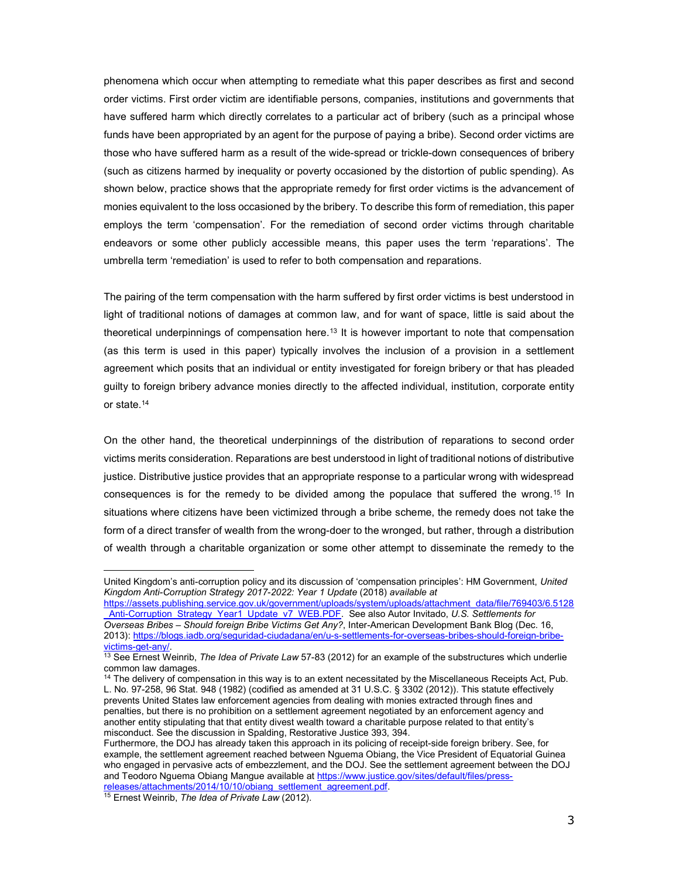phenomena which occur when attempting to remediate what this paper describes as first and second order victims. First order victim are identifiable persons, companies, institutions and governments that have suffered harm which directly correlates to a particular act of bribery (such as a principal whose funds have been appropriated by an agent for the purpose of paying a bribe). Second order victims are those who have suffered harm as a result of the wide-spread or trickle-down consequences of bribery (such as citizens harmed by inequality or poverty occasioned by the distortion of public spending). As shown below, practice shows that the appropriate remedy for first order victims is the advancement of monies equivalent to the loss occasioned by the bribery. To describe this form of remediation, this paper employs the term 'compensation'. For the remediation of second order victims through charitable endeavors or some other publicly accessible means, this paper uses the term 'reparations'. The umbrella term 'remediation' is used to refer to both compensation and reparations.

The pairing of the term compensation with the harm suffered by first order victims is best understood in light of traditional notions of damages at common law, and for want of space, little is said about the theoretical underpinnings of compensation here.[13] It is however important to note that compensation (as this term is used in this paper) typically involves the inclusion of a provision in a settlement agreement which posits that an individual or entity investigated for foreign bribery or that has pleaded guilty to foreign bribery advance monies directly to the affected individual, institution, corporate entity or state.[14]

On the other hand, the theoretical underpinnings of the distribution of reparations to second order victims merits consideration. Reparations are best understood in light of traditional notions of distributive justice. Distributive justice provides that an appropriate response to a particular wrong with widespread consequences is for the remedy to be divided among the populace that suffered the wrong.[15] In situations where citizens have been victimized through a bribe scheme, the remedy does not take the form of a direct transfer of wealth from the wrong-doer to the wronged, but rather, through a distribution of wealth through a charitable organization or some other attempt to disseminate the remedy to the

---

United Kingdom's anti-corruption policy and its discussion of 'compensation principles': HM Government, *United Kingdom Anti-Corruption Strategy 2017-2022: Year 1 Update* (2018) *available at* https://assets.publishing.service.gov.uk/government/uploads/system/uploads/attachment_data/file/769403/6.5128_Anti-Corruption_Strategy_Year1_Update_v7_WEB.PDF. See also Autor Invitado, *U.S. Settlements for Overseas Bribes – Should foreign Bribe Victims Get Any?*, Inter-American Development Bank Blog (Dec. 16, 2013): https://blogs.iadb.org/seguridad-ciudadana/en/u-s-settlements-for-overseas-bribes-should-foreign-bribe-victims-get-any/.

[13] See Ernest Weinrib, *The Idea of Private Law* 57-83 (2012) for an example of the substructures which underlie common law damages.

[14] The delivery of compensation in this way is to an extent necessitated by the Miscellaneous Receipts Act, Pub. L. No. 97-258, 96 Stat. 948 (1982) (codified as amended at 31 U.S.C. § 3302 (2012)). This statute effectively prevents United States law enforcement agencies from dealing with monies extracted through fines and penalties, but there is no prohibition on a settlement agreement negotiated by an enforcement agency and another entity stipulating that that entity divest wealth toward a charitable purpose related to that entity's misconduct. See the discussion in Spalding, Restorative Justice 393, 394.

Furthermore, the DOJ has already taken this approach in its policing of receipt-side foreign bribery. See, for example, the settlement agreement reached between Nguema Obiang, the Vice President of Equatorial Guinea who engaged in pervasive acts of embezzlement, and the DOJ. See the settlement agreement between the DOJ and Teodoro Nguema Obiang Mangue available at https://www.justice.gov/sites/default/files/press-releases/attachments/2014/10/10/obiang_settlement_agreement.pdf.

[15] Ernest Weinrib, *The Idea of Private Law* (2012).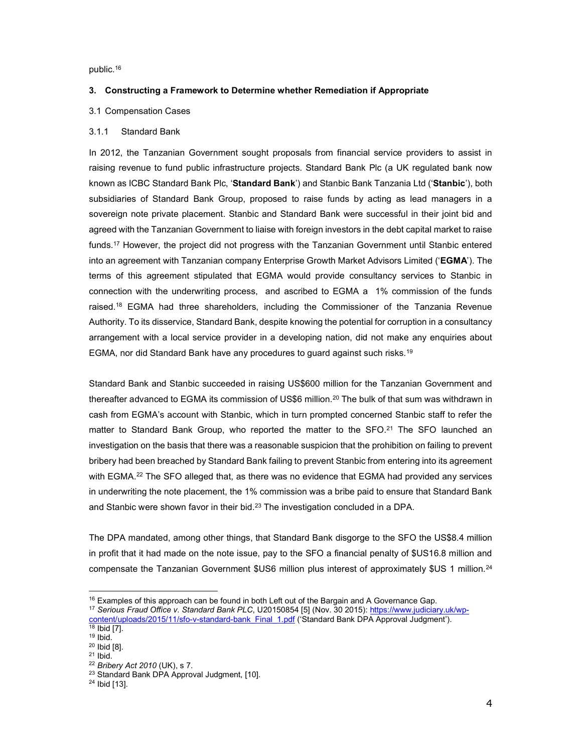public.[16]

### 3. Constructing a Framework to Determine whether Remediation if Appropriate

#### 3.1 Compensation Cases

##### 3.1.1 Standard Bank

In 2012, the Tanzanian Government sought proposals from financial service providers to assist in raising revenue to fund public infrastructure projects. Standard Bank Plc (a UK regulated bank now known as ICBC Standard Bank Plc, '**Standard Bank**') and Stanbic Bank Tanzania Ltd ('**Stanbic**'), both subsidiaries of Standard Bank Group, proposed to raise funds by acting as lead managers in a sovereign note private placement. Stanbic and Standard Bank were successful in their joint bid and agreed with the Tanzanian Government to liaise with foreign investors in the debt capital market to raise funds.[17] However, the project did not progress with the Tanzanian Government until Stanbic entered into an agreement with Tanzanian company Enterprise Growth Market Advisors Limited ('**EGMA**'). The terms of this agreement stipulated that EGMA would provide consultancy services to Stanbic in connection with the underwriting process, and ascribed to EGMA a 1% commission of the funds raised.[18] EGMA had three shareholders, including the Commissioner of the Tanzania Revenue Authority. To its disservice, Standard Bank, despite knowing the potential for corruption in a consultancy arrangement with a local service provider in a developing nation, did not make any enquiries about EGMA, nor did Standard Bank have any procedures to guard against such risks.[19]

Standard Bank and Stanbic succeeded in raising US$600 million for the Tanzanian Government and thereafter advanced to EGMA its commission of US$6 million.[20] The bulk of that sum was withdrawn in cash from EGMA's account with Stanbic, which in turn prompted concerned Stanbic staff to refer the matter to Standard Bank Group, who reported the matter to the SFO.[21] The SFO launched an investigation on the basis that there was a reasonable suspicion that the prohibition on failing to prevent bribery had been breached by Standard Bank failing to prevent Stanbic from entering into its agreement with EGMA.[22] The SFO alleged that, as there was no evidence that EGMA had provided any services in underwriting the note placement, the 1% commission was a bribe paid to ensure that Standard Bank and Stanbic were shown favor in their bid.[23] The investigation concluded in a DPA.

The DPA mandated, among other things, that Standard Bank disgorge to the SFO the US$8.4 million in profit that it had made on the note issue, pay to the SFO a financial penalty of $US16.8 million and compensate the Tanzanian Government $US6 million plus interest of approximately $US 1 million.[24]

---

[16] Examples of this approach can be found in both Left out of the Bargain and A Governance Gap.

[17] *Serious Fraud Office v. Standard Bank PLC*, U20150854 [5] (Nov. 30 2015): https://www.judiciary.uk/wp-content/uploads/2015/11/sfo-v-standard-bank_Final_1.pdf ('Standard Bank DPA Approval Judgment').

[18] Ibid [7].

[19] Ibid.

[20] Ibid [8].

[21] Ibid.

[22] *Bribery Act 2010* (UK), s 7.

[23] Standard Bank DPA Approval Judgment, [10].

[24] Ibid [13].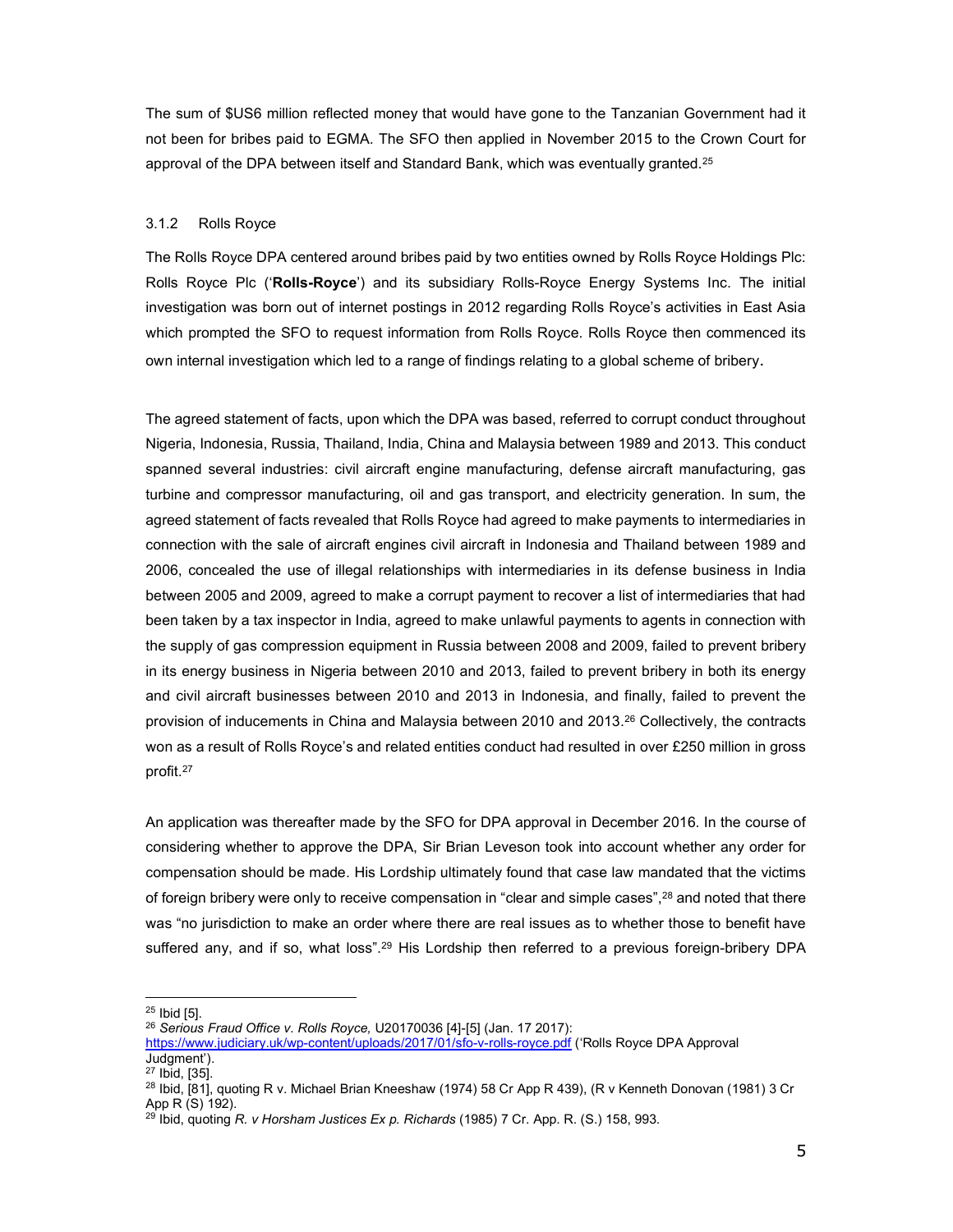The sum of $US6 million reflected money that would have gone to the Tanzanian Government had it not been for bribes paid to EGMA. The SFO then applied in November 2015 to the Crown Court for approval of the DPA between itself and Standard Bank, which was eventually granted.[25]

### 3.1.2 Rolls Royce

The Rolls Royce DPA centered around bribes paid by two entities owned by Rolls Royce Holdings Plc: Rolls Royce Plc ('**Rolls-Royce**') and its subsidiary Rolls-Royce Energy Systems Inc. The initial investigation was born out of internet postings in 2012 regarding Rolls Royce's activities in East Asia which prompted the SFO to request information from Rolls Royce. Rolls Royce then commenced its own internal investigation which led to a range of findings relating to a global scheme of bribery.

The agreed statement of facts, upon which the DPA was based, referred to corrupt conduct throughout Nigeria, Indonesia, Russia, Thailand, India, China and Malaysia between 1989 and 2013. This conduct spanned several industries: civil aircraft engine manufacturing, defense aircraft manufacturing, gas turbine and compressor manufacturing, oil and gas transport, and electricity generation. In sum, the agreed statement of facts revealed that Rolls Royce had agreed to make payments to intermediaries in connection with the sale of aircraft engines civil aircraft in Indonesia and Thailand between 1989 and 2006, concealed the use of illegal relationships with intermediaries in its defense business in India between 2005 and 2009, agreed to make a corrupt payment to recover a list of intermediaries that had been taken by a tax inspector in India, agreed to make unlawful payments to agents in connection with the supply of gas compression equipment in Russia between 2008 and 2009, failed to prevent bribery in its energy business in Nigeria between 2010 and 2013, failed to prevent bribery in both its energy and civil aircraft businesses between 2010 and 2013 in Indonesia, and finally, failed to prevent the provision of inducements in China and Malaysia between 2010 and 2013.[26] Collectively, the contracts won as a result of Rolls Royce's and related entities conduct had resulted in over £250 million in gross profit.[27]

An application was thereafter made by the SFO for DPA approval in December 2016. In the course of considering whether to approve the DPA, Sir Brian Leveson took into account whether any order for compensation should be made. His Lordship ultimately found that case law mandated that the victims of foreign bribery were only to receive compensation in "clear and simple cases",[28] and noted that there was "no jurisdiction to make an order where there are real issues as to whether those to benefit have suffered any, and if so, what loss".[29] His Lordship then referred to a previous foreign-bribery DPA

---

[25] Ibid [5].

[26] *Serious Fraud Office v. Rolls Royce,* U20170036 [4]-[5] (Jan. 17 2017): https://www.judiciary.uk/wp-content/uploads/2017/01/sfo-v-rolls-royce.pdf ('Rolls Royce DPA Approval Judgment').

[27] Ibid, [35].

[28] Ibid, [81], quoting R v. Michael Brian Kneeshaw (1974) 58 Cr App R 439), (R v Kenneth Donovan (1981) 3 Cr App R (S) 192).

[29] Ibid, quoting *R. v Horsham Justices Ex p. Richards* (1985) 7 Cr. App. R. (S.) 158, 993.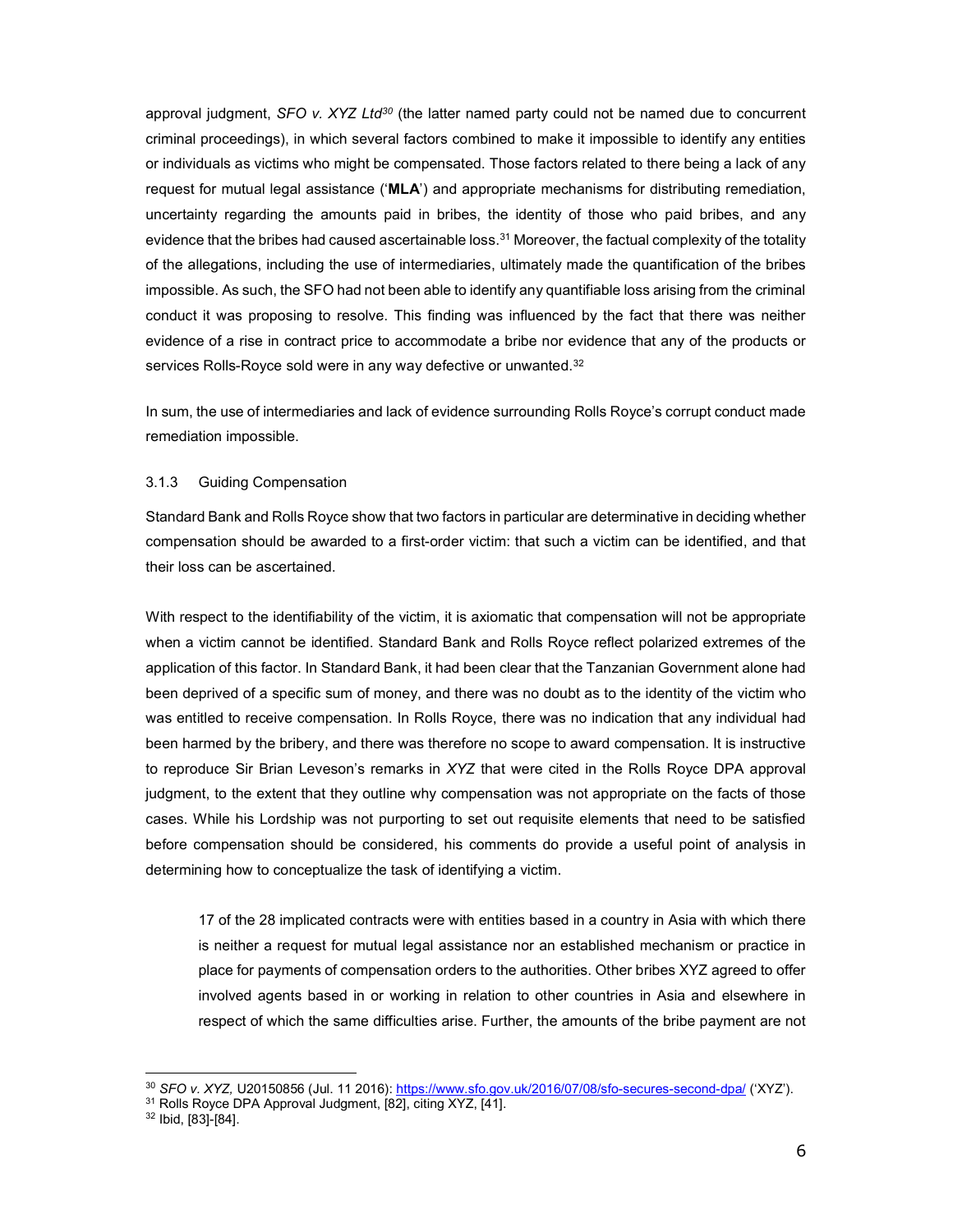approval judgment, *SFO v. XYZ Ltd*[30] (the latter named party could not be named due to concurrent criminal proceedings), in which several factors combined to make it impossible to identify any entities or individuals as victims who might be compensated. Those factors related to there being a lack of any request for mutual legal assistance ('**MLA**') and appropriate mechanisms for distributing remediation, uncertainty regarding the amounts paid in bribes, the identity of those who paid bribes, and any evidence that the bribes had caused ascertainable loss.[31] Moreover, the factual complexity of the totality of the allegations, including the use of intermediaries, ultimately made the quantification of the bribes impossible. As such, the SFO had not been able to identify any quantifiable loss arising from the criminal conduct it was proposing to resolve. This finding was influenced by the fact that there was neither evidence of a rise in contract price to accommodate a bribe nor evidence that any of the products or services Rolls-Royce sold were in any way defective or unwanted.[32]

In sum, the use of intermediaries and lack of evidence surrounding Rolls Royce's corrupt conduct made remediation impossible.

### 3.1.3 Guiding Compensation

Standard Bank and Rolls Royce show that two factors in particular are determinative in deciding whether compensation should be awarded to a first-order victim: that such a victim can be identified, and that their loss can be ascertained.

With respect to the identifiability of the victim, it is axiomatic that compensation will not be appropriate when a victim cannot be identified. Standard Bank and Rolls Royce reflect polarized extremes of the application of this factor. In Standard Bank, it had been clear that the Tanzanian Government alone had been deprived of a specific sum of money, and there was no doubt as to the identity of the victim who was entitled to receive compensation. In Rolls Royce, there was no indication that any individual had been harmed by the bribery, and there was therefore no scope to award compensation. It is instructive to reproduce Sir Brian Leveson's remarks in *XYZ* that were cited in the Rolls Royce DPA approval judgment, to the extent that they outline why compensation was not appropriate on the facts of those cases. While his Lordship was not purporting to set out requisite elements that need to be satisfied before compensation should be considered, his comments do provide a useful point of analysis in determining how to conceptualize the task of identifying a victim.

> 17 of the 28 implicated contracts were with entities based in a country in Asia with which there is neither a request for mutual legal assistance nor an established mechanism or practice in place for payments of compensation orders to the authorities. Other bribes XYZ agreed to offer involved agents based in or working in relation to other countries in Asia and elsewhere in respect of which the same difficulties arise. Further, the amounts of the bribe payment are not

---

[30] *SFO v. XYZ,* U20150856 (Jul. 11 2016): https://www.sfo.gov.uk/2016/07/08/sfo-secures-second-dpa/ ('XYZ').

[31] Rolls Royce DPA Approval Judgment, [82], citing XYZ, [41].

[32] Ibid, [83]-[84].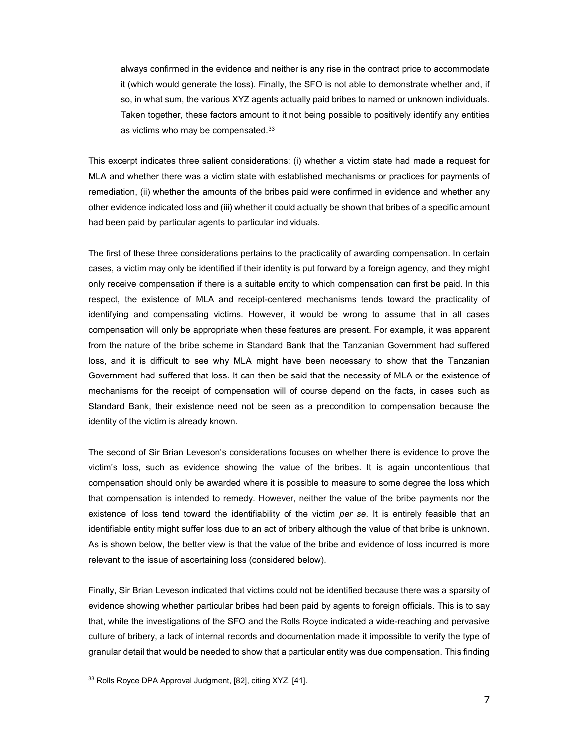> always confirmed in the evidence and neither is any rise in the contract price to accommodate it (which would generate the loss). Finally, the SFO is not able to demonstrate whether and, if so, in what sum, the various XYZ agents actually paid bribes to named or unknown individuals. Taken together, these factors amount to it not being possible to positively identify any entities as victims who may be compensated.[33]

This excerpt indicates three salient considerations: (i) whether a victim state had made a request for MLA and whether there was a victim state with established mechanisms or practices for payments of remediation, (ii) whether the amounts of the bribes paid were confirmed in evidence and whether any other evidence indicated loss and (iii) whether it could actually be shown that bribes of a specific amount had been paid by particular agents to particular individuals.

The first of these three considerations pertains to the practicality of awarding compensation. In certain cases, a victim may only be identified if their identity is put forward by a foreign agency, and they might only receive compensation if there is a suitable entity to which compensation can first be paid. In this respect, the existence of MLA and receipt-centered mechanisms tends toward the practicality of identifying and compensating victims. However, it would be wrong to assume that in all cases compensation will only be appropriate when these features are present. For example, it was apparent from the nature of the bribe scheme in Standard Bank that the Tanzanian Government had suffered loss, and it is difficult to see why MLA might have been necessary to show that the Tanzanian Government had suffered that loss. It can then be said that the necessity of MLA or the existence of mechanisms for the receipt of compensation will of course depend on the facts, in cases such as Standard Bank, their existence need not be seen as a precondition to compensation because the identity of the victim is already known.

The second of Sir Brian Leveson's considerations focuses on whether there is evidence to prove the victim's loss, such as evidence showing the value of the bribes. It is again uncontentious that compensation should only be awarded where it is possible to measure to some degree the loss which that compensation is intended to remedy. However, neither the value of the bribe payments nor the existence of loss tend toward the identifiability of the victim *per se*. It is entirely feasible that an identifiable entity might suffer loss due to an act of bribery although the value of that bribe is unknown. As is shown below, the better view is that the value of the bribe and evidence of loss incurred is more relevant to the issue of ascertaining loss (considered below).

Finally, Sir Brian Leveson indicated that victims could not be identified because there was a sparsity of evidence showing whether particular bribes had been paid by agents to foreign officials. This is to say that, while the investigations of the SFO and the Rolls Royce indicated a wide-reaching and pervasive culture of bribery, a lack of internal records and documentation made it impossible to verify the type of granular detail that would be needed to show that a particular entity was due compensation. This finding

[33] Rolls Royce DPA Approval Judgment, [82], citing XYZ, [41].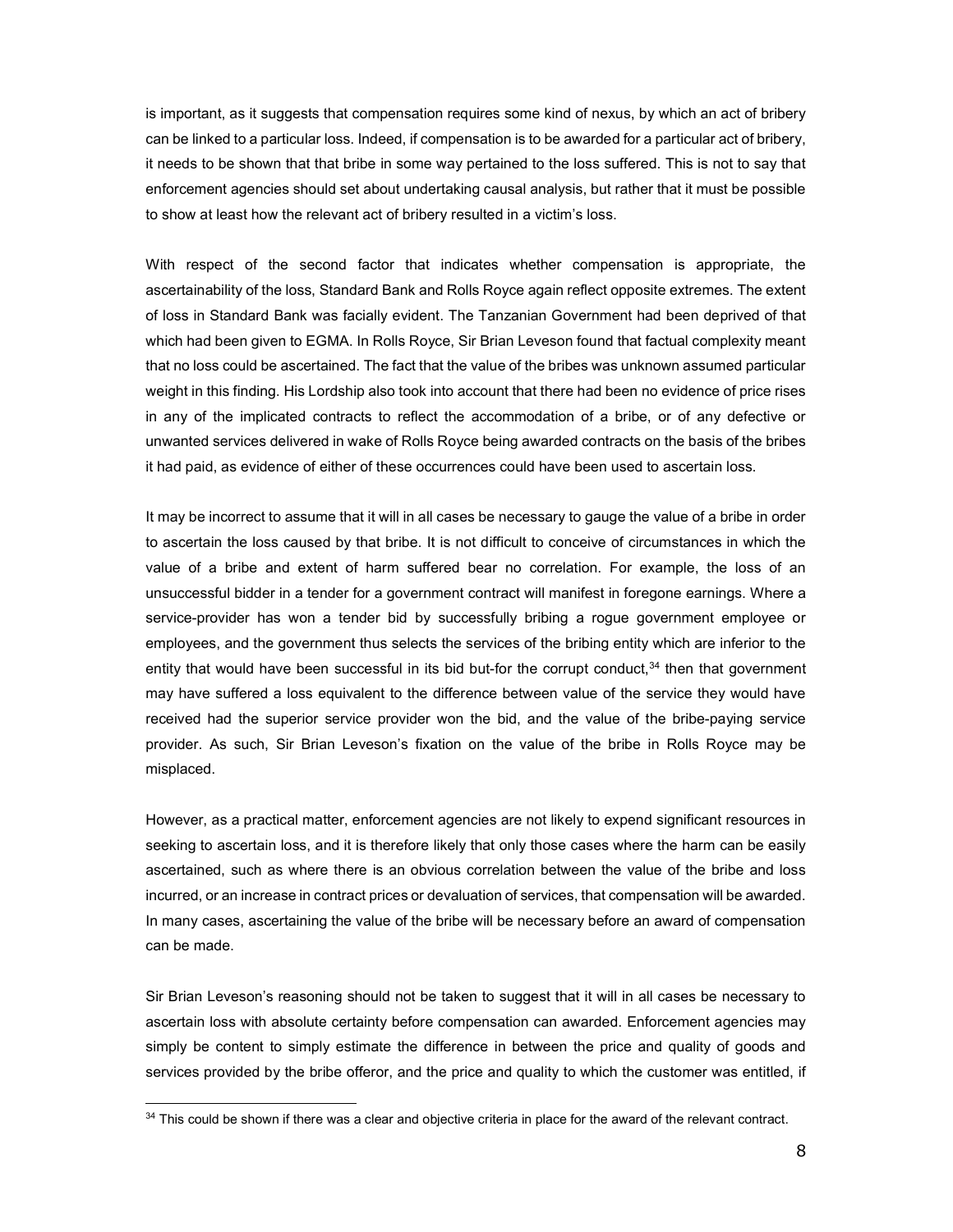is important, as it suggests that compensation requires some kind of nexus, by which an act of bribery can be linked to a particular loss. Indeed, if compensation is to be awarded for a particular act of bribery, it needs to be shown that that bribe in some way pertained to the loss suffered. This is not to say that enforcement agencies should set about undertaking causal analysis, but rather that it must be possible to show at least how the relevant act of bribery resulted in a victim's loss.

With respect of the second factor that indicates whether compensation is appropriate, the ascertainability of the loss, Standard Bank and Rolls Royce again reflect opposite extremes. The extent of loss in Standard Bank was facially evident. The Tanzanian Government had been deprived of that which had been given to EGMA. In Rolls Royce, Sir Brian Leveson found that factual complexity meant that no loss could be ascertained. The fact that the value of the bribes was unknown assumed particular weight in this finding. His Lordship also took into account that there had been no evidence of price rises in any of the implicated contracts to reflect the accommodation of a bribe, or of any defective or unwanted services delivered in wake of Rolls Royce being awarded contracts on the basis of the bribes it had paid, as evidence of either of these occurrences could have been used to ascertain loss.

It may be incorrect to assume that it will in all cases be necessary to gauge the value of a bribe in order to ascertain the loss caused by that bribe. It is not difficult to conceive of circumstances in which the value of a bribe and extent of harm suffered bear no correlation. For example, the loss of an unsuccessful bidder in a tender for a government contract will manifest in foregone earnings. Where a service-provider has won a tender bid by successfully bribing a rogue government employee or employees, and the government thus selects the services of the bribing entity which are inferior to the entity that would have been successful in its bid but-for the corrupt conduct,[34] then that government may have suffered a loss equivalent to the difference between value of the service they would have received had the superior service provider won the bid, and the value of the bribe-paying service provider. As such, Sir Brian Leveson's fixation on the value of the bribe in Rolls Royce may be misplaced.

However, as a practical matter, enforcement agencies are not likely to expend significant resources in seeking to ascertain loss, and it is therefore likely that only those cases where the harm can be easily ascertained, such as where there is an obvious correlation between the value of the bribe and loss incurred, or an increase in contract prices or devaluation of services, that compensation will be awarded. In many cases, ascertaining the value of the bribe will be necessary before an award of compensation can be made.

Sir Brian Leveson's reasoning should not be taken to suggest that it will in all cases be necessary to ascertain loss with absolute certainty before compensation can awarded. Enforcement agencies may simply be content to simply estimate the difference in between the price and quality of goods and services provided by the bribe offeror, and the price and quality to which the customer was entitled, if

---

[34] This could be shown if there was a clear and objective criteria in place for the award of the relevant contract.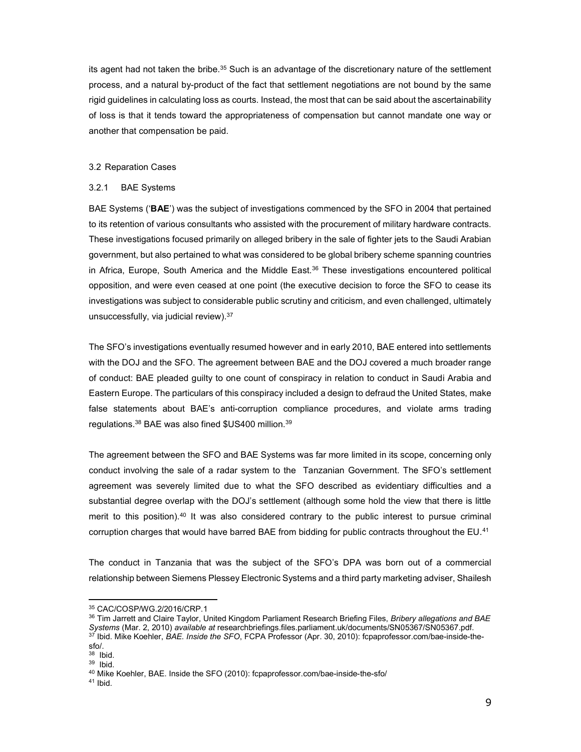its agent had not taken the bribe.[35] Such is an advantage of the discretionary nature of the settlement process, and a natural by-product of the fact that settlement negotiations are not bound by the same rigid guidelines in calculating loss as courts. Instead, the most that can be said about the ascertainability of loss is that it tends toward the appropriateness of compensation but cannot mandate one way or another that compensation be paid.

### 3.2 Reparation Cases

#### 3.2.1 BAE Systems

BAE Systems ('**BAE**') was the subject of investigations commenced by the SFO in 2004 that pertained to its retention of various consultants who assisted with the procurement of military hardware contracts. These investigations focused primarily on alleged bribery in the sale of fighter jets to the Saudi Arabian government, but also pertained to what was considered to be global bribery scheme spanning countries in Africa, Europe, South America and the Middle East.[36] These investigations encountered political opposition, and were even ceased at one point (the executive decision to force the SFO to cease its investigations was subject to considerable public scrutiny and criticism, and even challenged, ultimately unsuccessfully, via judicial review).[37]

The SFO's investigations eventually resumed however and in early 2010, BAE entered into settlements with the DOJ and the SFO. The agreement between BAE and the DOJ covered a much broader range of conduct: BAE pleaded guilty to one count of conspiracy in relation to conduct in Saudi Arabia and Eastern Europe. The particulars of this conspiracy included a design to defraud the United States, make false statements about BAE's anti-corruption compliance procedures, and violate arms trading regulations.[38] BAE was also fined $US400 million.[39]

The agreement between the SFO and BAE Systems was far more limited in its scope, concerning only conduct involving the sale of a radar system to the Tanzanian Government. The SFO's settlement agreement was severely limited due to what the SFO described as evidentiary difficulties and a substantial degree overlap with the DOJ's settlement (although some hold the view that there is little merit to this position).[40] It was also considered contrary to the public interest to pursue criminal corruption charges that would have barred BAE from bidding for public contracts throughout the EU.[41]

The conduct in Tanzania that was the subject of the SFO's DPA was born out of a commercial relationship between Siemens Plessey Electronic Systems and a third party marketing adviser, Shailesh

---

[35] CAC/COSP/WG.2/2016/CRP.1

[36] Tim Jarrett and Claire Taylor, United Kingdom Parliament Research Briefing Files, *Bribery allegations and BAE Systems* (Mar. 2, 2010) *available at* researchbriefings.files.parliament.uk/documents/SN05367/SN05367.pdf.

[37] Ibid. Mike Koehler, *BAE. Inside the SFO*, FCPA Professor (Apr. 30, 2010): fcpaprofessor.com/bae-inside-the-sfo/.

[38] Ibid.

[39] Ibid.

[40] Mike Koehler, BAE. Inside the SFO (2010): fcpaprofessor.com/bae-inside-the-sfo/

[41] Ibid.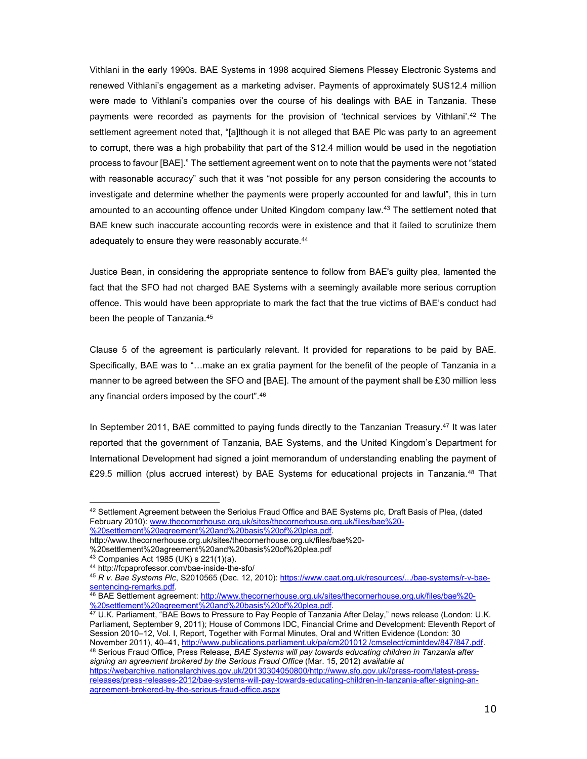Vithlani in the early 1990s. BAE Systems in 1998 acquired Siemens Plessey Electronic Systems and renewed Vithlani's engagement as a marketing adviser. Payments of approximately $US12.4 million were made to Vithlani's companies over the course of his dealings with BAE in Tanzania. These payments were recorded as payments for the provision of 'technical services by Vithlani'.[42] The settlement agreement noted that, "[a]lthough it is not alleged that BAE Plc was party to an agreement to corrupt, there was a high probability that part of the $12.4 million would be used in the negotiation process to favour [BAE]." The settlement agreement went on to note that the payments were not "stated with reasonable accuracy" such that it was "not possible for any person considering the accounts to investigate and determine whether the payments were properly accounted for and lawful", this in turn amounted to an accounting offence under United Kingdom company law.[43] The settlement noted that BAE knew such inaccurate accounting records were in existence and that it failed to scrutinize them adequately to ensure they were reasonably accurate.[44]

Justice Bean, in considering the appropriate sentence to follow from BAE's guilty plea, lamented the fact that the SFO had not charged BAE Systems with a seemingly available more serious corruption offence. This would have been appropriate to mark the fact that the true victims of BAE's conduct had been the people of Tanzania.[45]

Clause 5 of the agreement is particularly relevant. It provided for reparations to be paid by BAE. Specifically, BAE was to "…make an ex gratia payment for the benefit of the people of Tanzania in a manner to be agreed between the SFO and [BAE]. The amount of the payment shall be £30 million less any financial orders imposed by the court".[46]

In September 2011, BAE committed to paying funds directly to the Tanzanian Treasury.[47] It was later reported that the government of Tanzania, BAE Systems, and the United Kingdom's Department for International Development had signed a joint memorandum of understanding enabling the payment of £29.5 million (plus accrued interest) by BAE Systems for educational projects in Tanzania.[48] That

---

[42] Settlement Agreement between the Serioius Fraud Office and BAE Systems plc, Draft Basis of Plea, (dated February 2010): www.thecornerhouse.org.uk/sites/thecornerhouse.org.uk/files/bae%20-%20settlement%20agreement%20and%20basis%20of%20plea.pdf.
http://www.thecornerhouse.org.uk/sites/thecornerhouse.org.uk/files/bae%20-%20settlement%20agreement%20and%20basis%20of%20plea.pdf

[43] Companies Act 1985 (UK) s 221(1)(a).

[44] http://fcpaprofessor.com/bae-inside-the-sfo/

[45] *R v. Bae Systems Plc*, S2010565 (Dec. 12, 2010): https://www.caat.org.uk/resources/.../bae-systems/r-v-bae-sentencing-remarks.pdf.

[46] BAE Settlement agreement: http://www.thecornerhouse.org.uk/sites/thecornerhouse.org.uk/files/bae%20-%20settlement%20agreement%20and%20basis%20of%20plea.pdf.

[47] U.K. Parliament, "BAE Bows to Pressure to Pay People of Tanzania After Delay," news release (London: U.K. Parliament, September 9, 2011); House of Commons IDC, Financial Crime and Development: Eleventh Report of Session 2010–12, Vol. I, Report, Together with Formal Minutes, Oral and Written Evidence (London: 30 November 2011), 40–41, http://www.publications.parliament.uk/pa/cm201012 /cmselect/cmintdev/847/847.pdf.

[48] Serious Fraud Office, Press Release, *BAE Systems will pay towards educating children in Tanzania after signing an agreement brokered by the Serious Fraud Office* (Mar. 15, 2012) *available at* https://webarchive.nationalarchives.gov.uk/20130304050800/http://www.sfo.gov.uk//press-room/latest-press-releases/press-releases-2012/bae-systems-will-pay-towards-educating-children-in-tanzania-after-signing-an-agreement-brokered-by-the-serious-fraud-office.aspx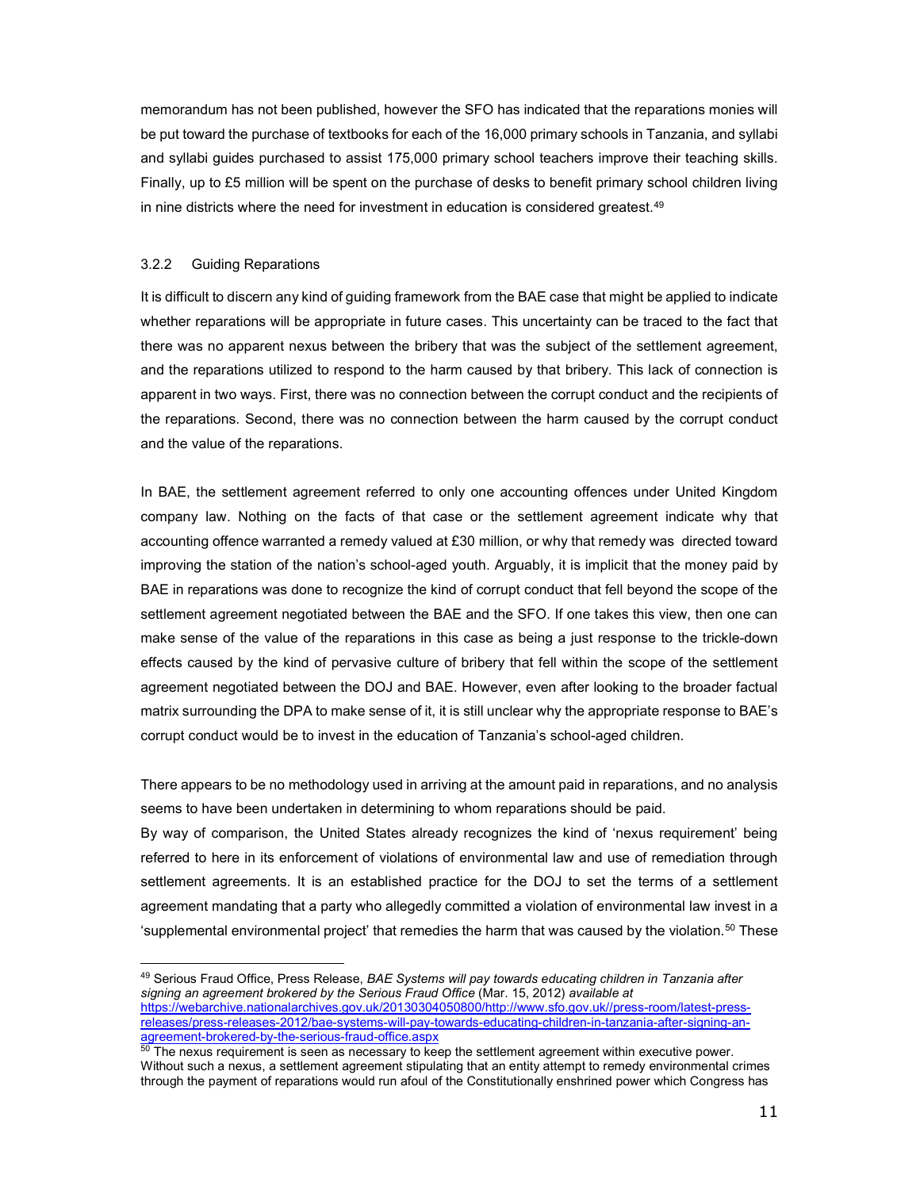memorandum has not been published, however the SFO has indicated that the reparations monies will be put toward the purchase of textbooks for each of the 16,000 primary schools in Tanzania, and syllabi and syllabi guides purchased to assist 175,000 primary school teachers improve their teaching skills. Finally, up to £5 million will be spent on the purchase of desks to benefit primary school children living in nine districts where the need for investment in education is considered greatest.[49]

### 3.2.2 Guiding Reparations

It is difficult to discern any kind of guiding framework from the BAE case that might be applied to indicate whether reparations will be appropriate in future cases. This uncertainty can be traced to the fact that there was no apparent nexus between the bribery that was the subject of the settlement agreement, and the reparations utilized to respond to the harm caused by that bribery. This lack of connection is apparent in two ways. First, there was no connection between the corrupt conduct and the recipients of the reparations. Second, there was no connection between the harm caused by the corrupt conduct and the value of the reparations.

In BAE, the settlement agreement referred to only one accounting offences under United Kingdom company law. Nothing on the facts of that case or the settlement agreement indicate why that accounting offence warranted a remedy valued at £30 million, or why that remedy was directed toward improving the station of the nation's school-aged youth. Arguably, it is implicit that the money paid by BAE in reparations was done to recognize the kind of corrupt conduct that fell beyond the scope of the settlement agreement negotiated between the BAE and the SFO. If one takes this view, then one can make sense of the value of the reparations in this case as being a just response to the trickle-down effects caused by the kind of pervasive culture of bribery that fell within the scope of the settlement agreement negotiated between the DOJ and BAE. However, even after looking to the broader factual matrix surrounding the DPA to make sense of it, it is still unclear why the appropriate response to BAE's corrupt conduct would be to invest in the education of Tanzania's school-aged children.

There appears to be no methodology used in arriving at the amount paid in reparations, and no analysis seems to have been undertaken in determining to whom reparations should be paid.

By way of comparison, the United States already recognizes the kind of 'nexus requirement' being referred to here in its enforcement of violations of environmental law and use of remediation through settlement agreements. It is an established practice for the DOJ to set the terms of a settlement agreement mandating that a party who allegedly committed a violation of environmental law invest in a 'supplemental environmental project' that remedies the harm that was caused by the violation.[50] These

---

[49] Serious Fraud Office, Press Release, *BAE Systems will pay towards educating children in Tanzania after signing an agreement brokered by the Serious Fraud Office* (Mar. 15, 2012) *available at* https://webarchive.nationalarchives.gov.uk/20130304050800/http://www.sfo.gov.uk//press-room/latest-press-releases/press-releases-2012/bae-systems-will-pay-towards-educating-children-in-tanzania-after-signing-an-agreement-brokered-by-the-serious-fraud-office.aspx

[50] The nexus requirement is seen as necessary to keep the settlement agreement within executive power. Without such a nexus, a settlement agreement stipulating that an entity attempt to remedy environmental crimes through the payment of reparations would run afoul of the Constitutionally enshrined power which Congress has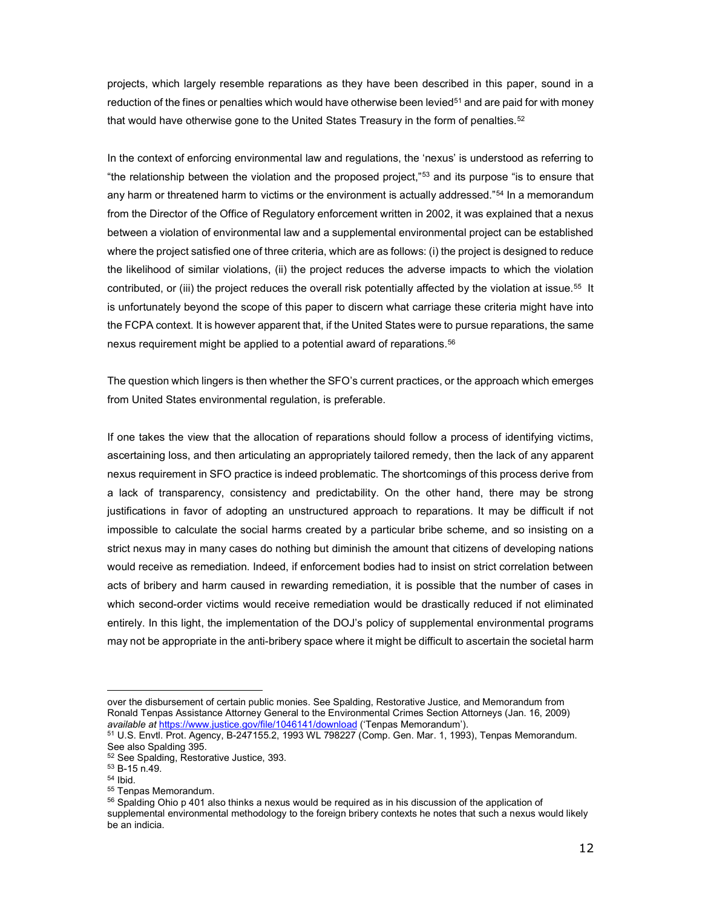projects, which largely resemble reparations as they have been described in this paper, sound in a reduction of the fines or penalties which would have otherwise been levied[51] and are paid for with money that would have otherwise gone to the United States Treasury in the form of penalties.[52]

In the context of enforcing environmental law and regulations, the 'nexus' is understood as referring to "the relationship between the violation and the proposed project,"[53] and its purpose "is to ensure that any harm or threatened harm to victims or the environment is actually addressed."[54] In a memorandum from the Director of the Office of Regulatory enforcement written in 2002, it was explained that a nexus between a violation of environmental law and a supplemental environmental project can be established where the project satisfied one of three criteria, which are as follows: (i) the project is designed to reduce the likelihood of similar violations, (ii) the project reduces the adverse impacts to which the violation contributed, or (iii) the project reduces the overall risk potentially affected by the violation at issue.[55] It is unfortunately beyond the scope of this paper to discern what carriage these criteria might have into the FCPA context. It is however apparent that, if the United States were to pursue reparations, the same nexus requirement might be applied to a potential award of reparations.[56]

The question which lingers is then whether the SFO's current practices, or the approach which emerges from United States environmental regulation, is preferable.

If one takes the view that the allocation of reparations should follow a process of identifying victims, ascertaining loss, and then articulating an appropriately tailored remedy, then the lack of any apparent nexus requirement in SFO practice is indeed problematic. The shortcomings of this process derive from a lack of transparency, consistency and predictability. On the other hand, there may be strong justifications in favor of adopting an unstructured approach to reparations. It may be difficult if not impossible to calculate the social harms created by a particular bribe scheme, and so insisting on a strict nexus may in many cases do nothing but diminish the amount that citizens of developing nations would receive as remediation. Indeed, if enforcement bodies had to insist on strict correlation between acts of bribery and harm caused in rewarding remediation, it is possible that the number of cases in which second-order victims would receive remediation would be drastically reduced if not eliminated entirely. In this light, the implementation of the DOJ's policy of supplemental environmental programs may not be appropriate in the anti-bribery space where it might be difficult to ascertain the societal harm

---

over the disbursement of certain public monies. See Spalding, Restorative Justice, and Memorandum from Ronald Tenpas Assistance Attorney General to the Environmental Crimes Section Attorneys (Jan. 16, 2009) *available at* https://www.justice.gov/file/1046141/download ('Tenpas Memorandum').

[51] U.S. Envtl. Prot. Agency, B-247155.2, 1993 WL 798227 (Comp. Gen. Mar. 1, 1993), Tenpas Memorandum. See also Spalding 395.

[52] See Spalding, Restorative Justice, 393.

[53] B-15 n.49.

[54] Ibid.

[55] Tenpas Memorandum.

[56] Spalding Ohio p 401 also thinks a nexus would be required as in his discussion of the application of supplemental environmental methodology to the foreign bribery contexts he notes that such a nexus would likely be an indicia.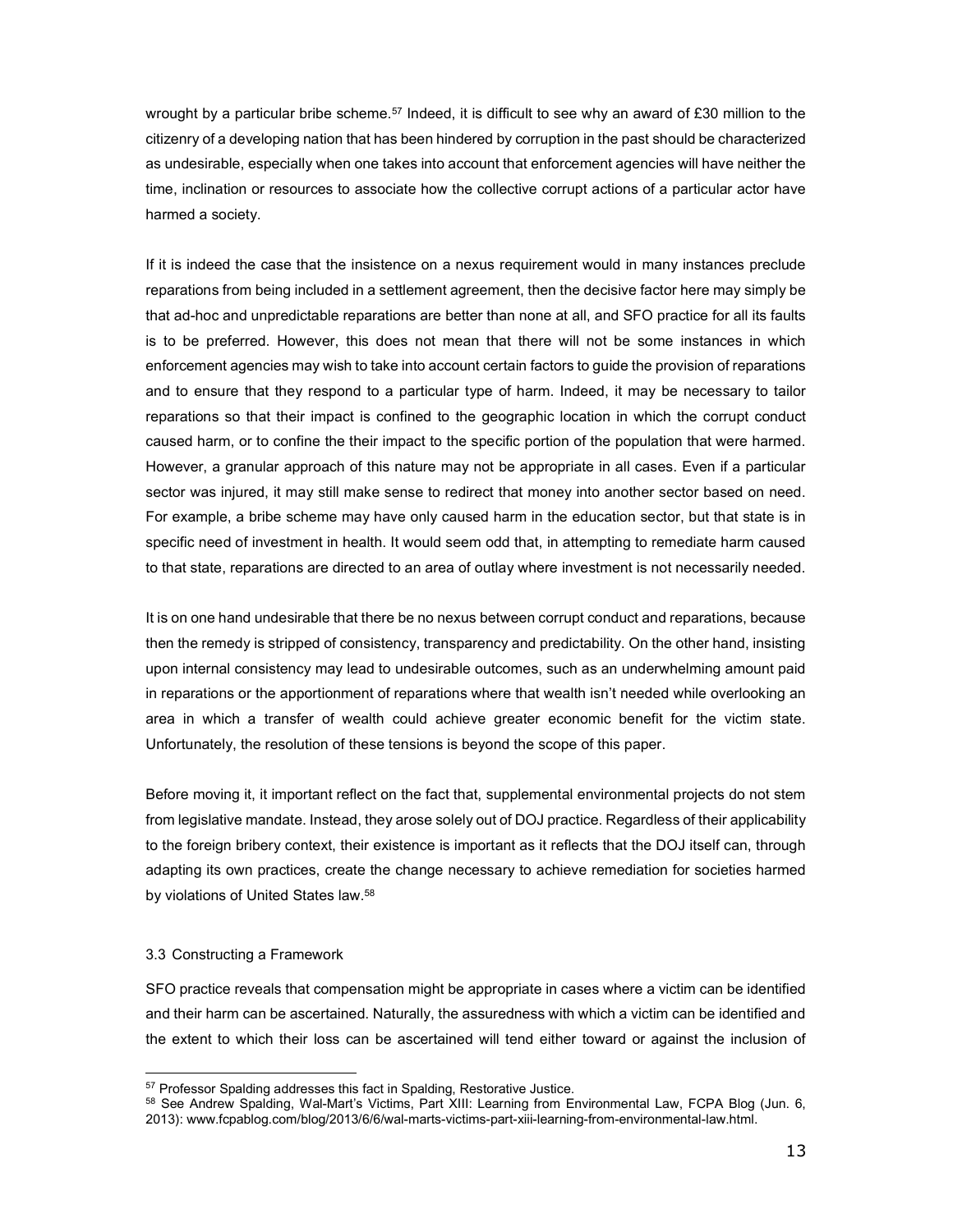wrought by a particular bribe scheme.[57] Indeed, it is difficult to see why an award of £30 million to the citizenry of a developing nation that has been hindered by corruption in the past should be characterized as undesirable, especially when one takes into account that enforcement agencies will have neither the time, inclination or resources to associate how the collective corrupt actions of a particular actor have harmed a society.

If it is indeed the case that the insistence on a nexus requirement would in many instances preclude reparations from being included in a settlement agreement, then the decisive factor here may simply be that ad-hoc and unpredictable reparations are better than none at all, and SFO practice for all its faults is to be preferred. However, this does not mean that there will not be some instances in which enforcement agencies may wish to take into account certain factors to guide the provision of reparations and to ensure that they respond to a particular type of harm. Indeed, it may be necessary to tailor reparations so that their impact is confined to the geographic location in which the corrupt conduct caused harm, or to confine the their impact to the specific portion of the population that were harmed. However, a granular approach of this nature may not be appropriate in all cases. Even if a particular sector was injured, it may still make sense to redirect that money into another sector based on need. For example, a bribe scheme may have only caused harm in the education sector, but that state is in specific need of investment in health. It would seem odd that, in attempting to remediate harm caused to that state, reparations are directed to an area of outlay where investment is not necessarily needed.

It is on one hand undesirable that there be no nexus between corrupt conduct and reparations, because then the remedy is stripped of consistency, transparency and predictability. On the other hand, insisting upon internal consistency may lead to undesirable outcomes, such as an underwhelming amount paid in reparations or the apportionment of reparations where that wealth isn't needed while overlooking an area in which a transfer of wealth could achieve greater economic benefit for the victim state. Unfortunately, the resolution of these tensions is beyond the scope of this paper.

Before moving it, it important reflect on the fact that, supplemental environmental projects do not stem from legislative mandate. Instead, they arose solely out of DOJ practice. Regardless of their applicability to the foreign bribery context, their existence is important as it reflects that the DOJ itself can, through adapting its own practices, create the change necessary to achieve remediation for societies harmed by violations of United States law.[58]

### 3.3 Constructing a Framework

SFO practice reveals that compensation might be appropriate in cases where a victim can be identified and their harm can be ascertained. Naturally, the assuredness with which a victim can be identified and the extent to which their loss can be ascertained will tend either toward or against the inclusion of

---

[57] Professor Spalding addresses this fact in Spalding, Restorative Justice.

[58] See Andrew Spalding, Wal-Mart's Victims, Part XIII: Learning from Environmental Law, FCPA Blog (Jun. 6, 2013): www.fcpablog.com/blog/2013/6/6/wal-marts-victims-part-xiii-learning-from-environmental-law.html.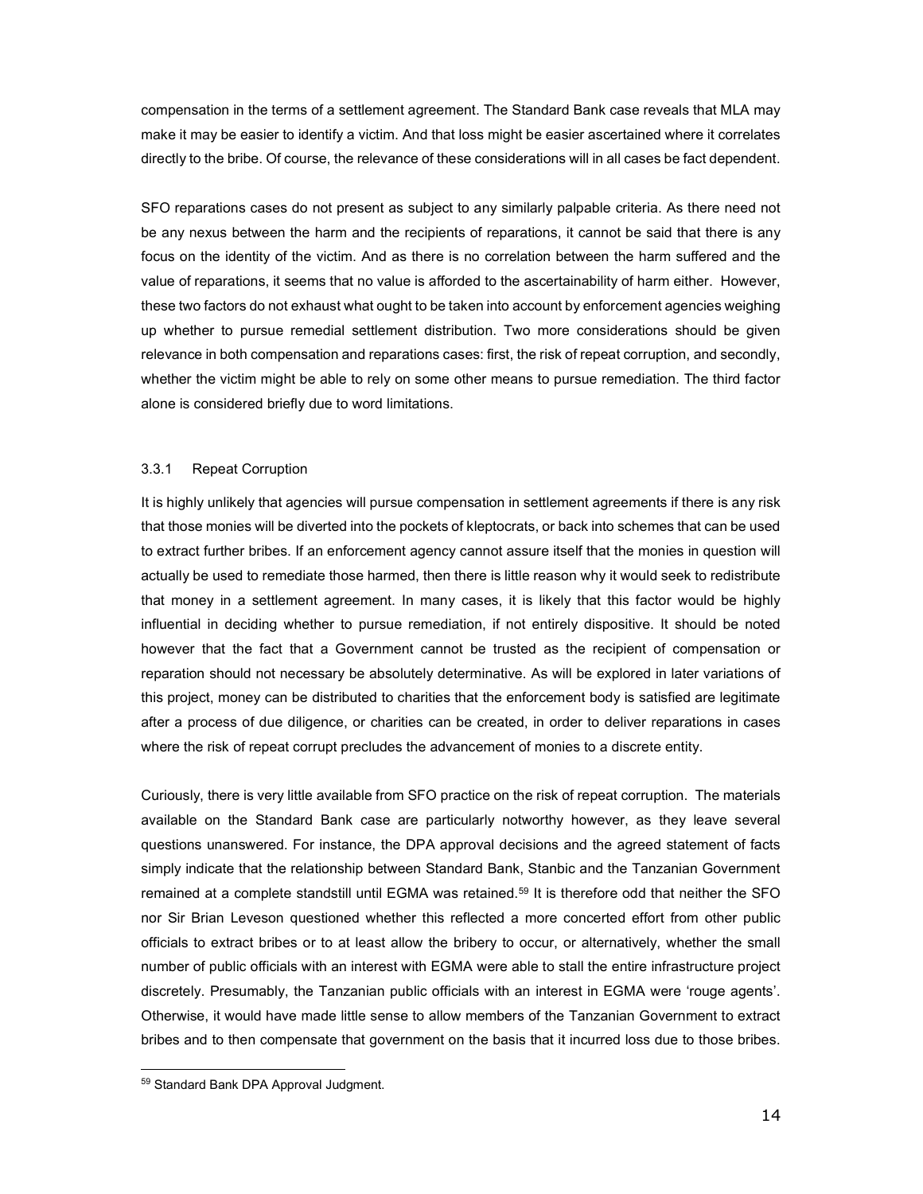compensation in the terms of a settlement agreement. The Standard Bank case reveals that MLA may make it may be easier to identify a victim. And that loss might be easier ascertained where it correlates directly to the bribe. Of course, the relevance of these considerations will in all cases be fact dependent.

SFO reparations cases do not present as subject to any similarly palpable criteria. As there need not be any nexus between the harm and the recipients of reparations, it cannot be said that there is any focus on the identity of the victim. And as there is no correlation between the harm suffered and the value of reparations, it seems that no value is afforded to the ascertainability of harm either. However, these two factors do not exhaust what ought to be taken into account by enforcement agencies weighing up whether to pursue remedial settlement distribution. Two more considerations should be given relevance in both compensation and reparations cases: first, the risk of repeat corruption, and secondly, whether the victim might be able to rely on some other means to pursue remediation. The third factor alone is considered briefly due to word limitations.

### 3.3.1 Repeat Corruption

It is highly unlikely that agencies will pursue compensation in settlement agreements if there is any risk that those monies will be diverted into the pockets of kleptocrats, or back into schemes that can be used to extract further bribes. If an enforcement agency cannot assure itself that the monies in question will actually be used to remediate those harmed, then there is little reason why it would seek to redistribute that money in a settlement agreement. In many cases, it is likely that this factor would be highly influential in deciding whether to pursue remediation, if not entirely dispositive. It should be noted however that the fact that a Government cannot be trusted as the recipient of compensation or reparation should not necessary be absolutely determinative. As will be explored in later variations of this project, money can be distributed to charities that the enforcement body is satisfied are legitimate after a process of due diligence, or charities can be created, in order to deliver reparations in cases where the risk of repeat corrupt precludes the advancement of monies to a discrete entity.

Curiously, there is very little available from SFO practice on the risk of repeat corruption. The materials available on the Standard Bank case are particularly notworthy however, as they leave several questions unanswered. For instance, the DPA approval decisions and the agreed statement of facts simply indicate that the relationship between Standard Bank, Stanbic and the Tanzanian Government remained at a complete standstill until EGMA was retained.[59] It is therefore odd that neither the SFO nor Sir Brian Leveson questioned whether this reflected a more concerted effort from other public officials to extract bribes or to at least allow the bribery to occur, or alternatively, whether the small number of public officials with an interest with EGMA were able to stall the entire infrastructure project discretely. Presumably, the Tanzanian public officials with an interest in EGMA were 'rouge agents'. Otherwise, it would have made little sense to allow members of the Tanzanian Government to extract bribes and to then compensate that government on the basis that it incurred loss due to those bribes.

---

[59] Standard Bank DPA Approval Judgment.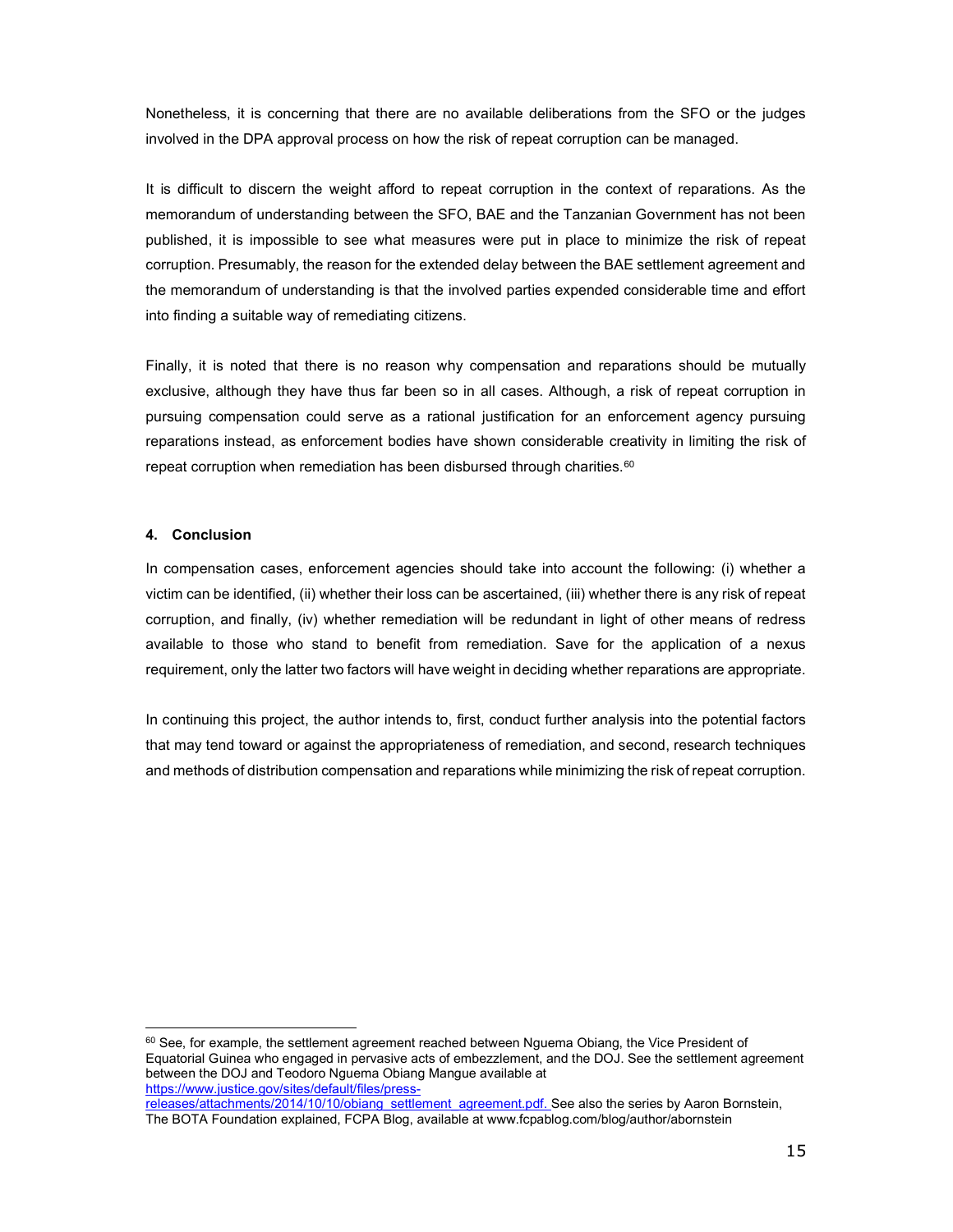Nonetheless, it is concerning that there are no available deliberations from the SFO or the judges involved in the DPA approval process on how the risk of repeat corruption can be managed.

It is difficult to discern the weight afford to repeat corruption in the context of reparations. As the memorandum of understanding between the SFO, BAE and the Tanzanian Government has not been published, it is impossible to see what measures were put in place to minimize the risk of repeat corruption. Presumably, the reason for the extended delay between the BAE settlement agreement and the memorandum of understanding is that the involved parties expended considerable time and effort into finding a suitable way of remediating citizens.

Finally, it is noted that there is no reason why compensation and reparations should be mutually exclusive, although they have thus far been so in all cases. Although, a risk of repeat corruption in pursuing compensation could serve as a rational justification for an enforcement agency pursuing reparations instead, as enforcement bodies have shown considerable creativity in limiting the risk of repeat corruption when remediation has been disbursed through charities.[60]

#### 4. Conclusion

In compensation cases, enforcement agencies should take into account the following: (i) whether a victim can be identified, (ii) whether their loss can be ascertained, (iii) whether there is any risk of repeat corruption, and finally, (iv) whether remediation will be redundant in light of other means of redress available to those who stand to benefit from remediation. Save for the application of a nexus requirement, only the latter two factors will have weight in deciding whether reparations are appropriate.

In continuing this project, the author intends to, first, conduct further analysis into the potential factors that may tend toward or against the appropriateness of remediation, and second, research techniques and methods of distribution compensation and reparations while minimizing the risk of repeat corruption.

---

[60] See, for example, the settlement agreement reached between Nguema Obiang, the Vice President of Equatorial Guinea who engaged in pervasive acts of embezzlement, and the DOJ. See the settlement agreement between the DOJ and Teodoro Nguema Obiang Mangue available at https://www.justice.gov/sites/default/files/press-releases/attachments/2014/10/10/obiang_settlement_agreement.pdf. See also the series by Aaron Bornstein, The BOTA Foundation explained, FCPA Blog, available at www.fcpablog.com/blog/author/abornstein